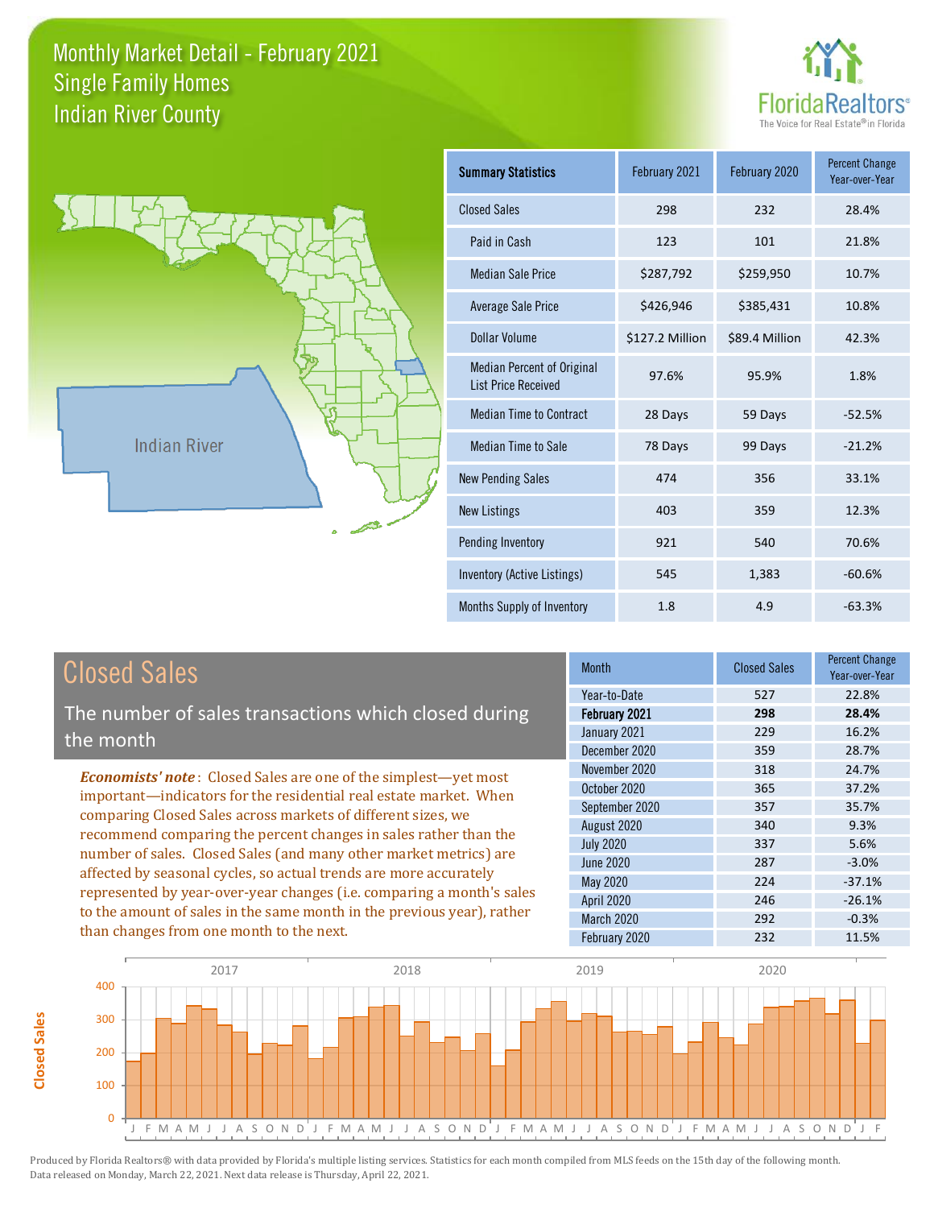# Monthly Market Detail - February 2021
## Single Family Homes
## Indian River County

| Summary Statistics | February 2021 | February 2020 | Percent Change Year-over-Year |
|---|---|---|---|
| Closed Sales | 298 | 232 | 28.4% |
| Paid in Cash | 123 | 101 | 21.8% |
| Median Sale Price | $287,792 | $259,950 | 10.7% |
| Average Sale Price | $426,946 | $385,431 | 10.8% |
| Dollar Volume | $127.2 Million | $89.4 Million | 42.3% |
| Median Percent of Original List Price Received | 97.6% | 95.9% | 1.8% |
| Median Time to Contract | 28 Days | 59 Days | -52.5% |
| Median Time to Sale | 78 Days | 99 Days | -21.2% |
| New Pending Sales | 474 | 356 | 33.1% |
| New Listings | 403 | 359 | 12.3% |
| Pending Inventory | 921 | 540 | 70.6% |
| Inventory (Active Listings) | 545 | 1,383 | -60.6% |
| Months Supply of Inventory | 1.8 | 4.9 | -63.3% |

## Closed Sales

The number of sales transactions which closed during the month

*Economists' note*: Closed Sales are one of the simplest—yet most important—indicators for the residential real estate market. When comparing Closed Sales across markets of different sizes, we recommend comparing the percent changes in sales rather than the number of sales. Closed Sales (and many other market metrics) are affected by seasonal cycles, so actual trends are more accurately represented by year-over-year changes (i.e. comparing a month's sales to the amount of sales in the same month in the previous year), rather than changes from one month to the next.

| Month | Closed Sales | Percent Change Year-over-Year |
|---|---|---|
| Year-to-Date | 527 | 22.8% |
| **February 2021** | **298** | **28.4%** |
| January 2021 | 229 | 16.2% |
| December 2020 | 359 | 28.7% |
| November 2020 | 318 | 24.7% |
| October 2020 | 365 | 37.2% |
| September 2020 | 357 | 35.7% |
| August 2020 | 340 | 9.3% |
| July 2020 | 337 | 5.6% |
| June 2020 | 287 | -3.0% |
| May 2020 | 224 | -37.1% |
| April 2020 | 246 | -26.1% |
| March 2020 | 292 | -0.3% |
| February 2020 | 232 | 11.5% |

Produced by Florida Realtors® with data provided by Florida's multiple listing services. Statistics for each month compiled from MLS feeds on the 15th day of the following month. Data released on Monday, March 22, 2021. Next data release is Thursday, April 22, 2021.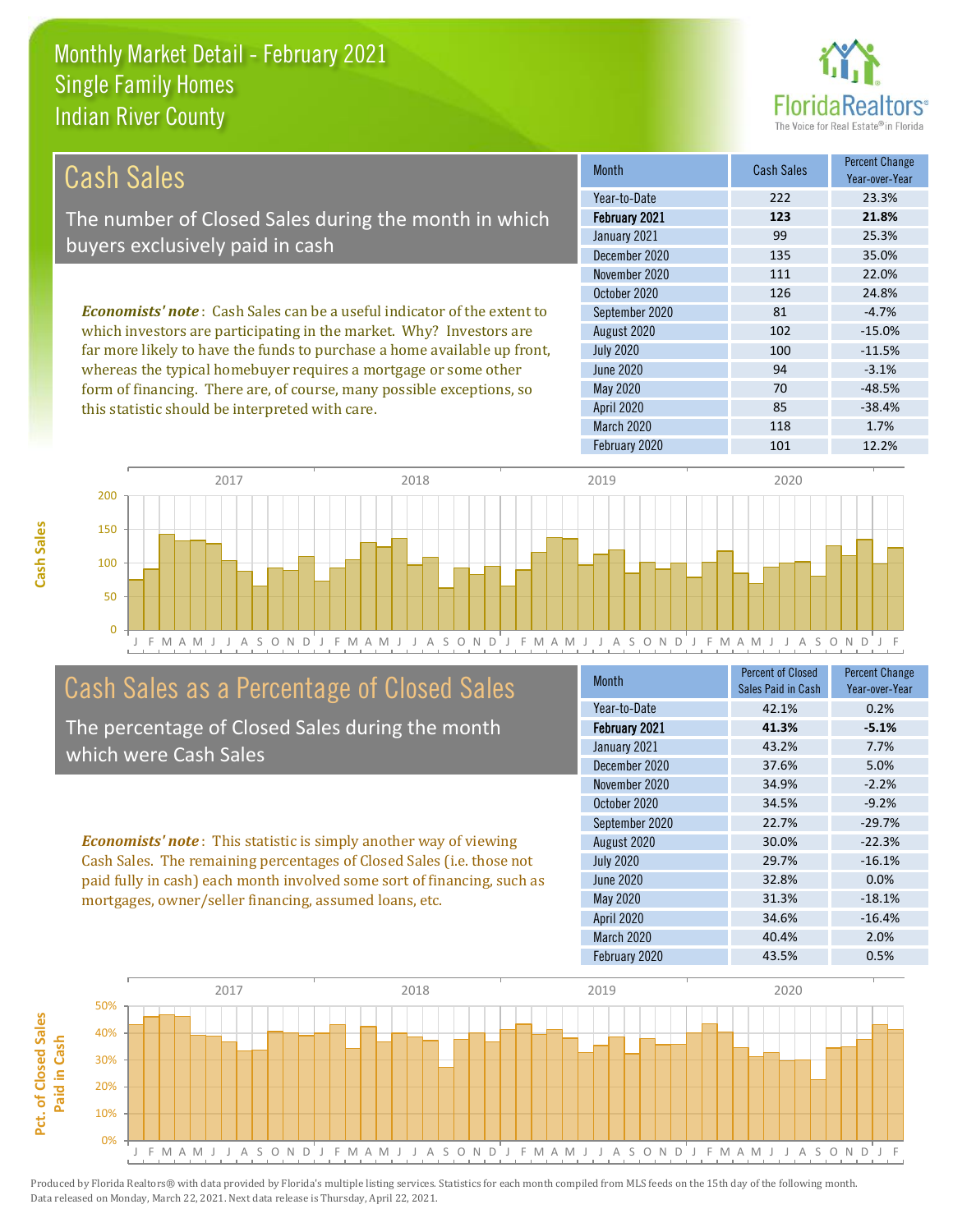# Monthly Market Detail - February 2021
## Single Family Homes
## Indian River County

## Cash Sales

The number of Closed Sales during the month in which buyers exclusively paid in cash

*Economists' note*: Cash Sales can be a useful indicator of the extent to which investors are participating in the market. Why? Investors are far more likely to have the funds to purchase a home available up front, whereas the typical homebuyer requires a mortgage or some other form of financing. There are, of course, many possible exceptions, so this statistic should be interpreted with care.

| Month | Cash Sales | Percent Change Year-over-Year |
|---|---|---|
| Year-to-Date | 222 | 23.3% |
| **February 2021** | **123** | **21.8%** |
| January 2021 | 99 | 25.3% |
| December 2020 | 135 | 35.0% |
| November 2020 | 111 | 22.0% |
| October 2020 | 126 | 24.8% |
| September 2020 | 81 | -4.7% |
| August 2020 | 102 | -15.0% |
| July 2020 | 100 | -11.5% |
| June 2020 | 94 | -3.1% |
| May 2020 | 70 | -48.5% |
| April 2020 | 85 | -38.4% |
| March 2020 | 118 | 1.7% |
| February 2020 | 101 | 12.2% |

## Cash Sales as a Percentage of Closed Sales

The percentage of Closed Sales during the month which were Cash Sales

*Economists' note*: This statistic is simply another way of viewing Cash Sales. The remaining percentages of Closed Sales (i.e. those not paid fully in cash) each month involved some sort of financing, such as mortgages, owner/seller financing, assumed loans, etc.

| Month | Percent of Closed Sales Paid in Cash | Percent Change Year-over-Year |
|---|---|---|
| Year-to-Date | 42.1% | 0.2% |
| **February 2021** | **41.3%** | **-5.1%** |
| January 2021 | 43.2% | 7.7% |
| December 2020 | 37.6% | 5.0% |
| November 2020 | 34.9% | -2.2% |
| October 2020 | 34.5% | -9.2% |
| September 2020 | 22.7% | -29.7% |
| August 2020 | 30.0% | -22.3% |
| July 2020 | 29.7% | -16.1% |
| June 2020 | 32.8% | 0.0% |
| May 2020 | 31.3% | -18.1% |
| April 2020 | 34.6% | -16.4% |
| March 2020 | 40.4% | 2.0% |
| February 2020 | 43.5% | 0.5% |

Produced by Florida Realtors® with data provided by Florida's multiple listing services. Statistics for each month compiled from MLS feeds on the 15th day of the following month. Data released on Monday, March 22, 2021. Next data release is Thursday, April 22, 2021.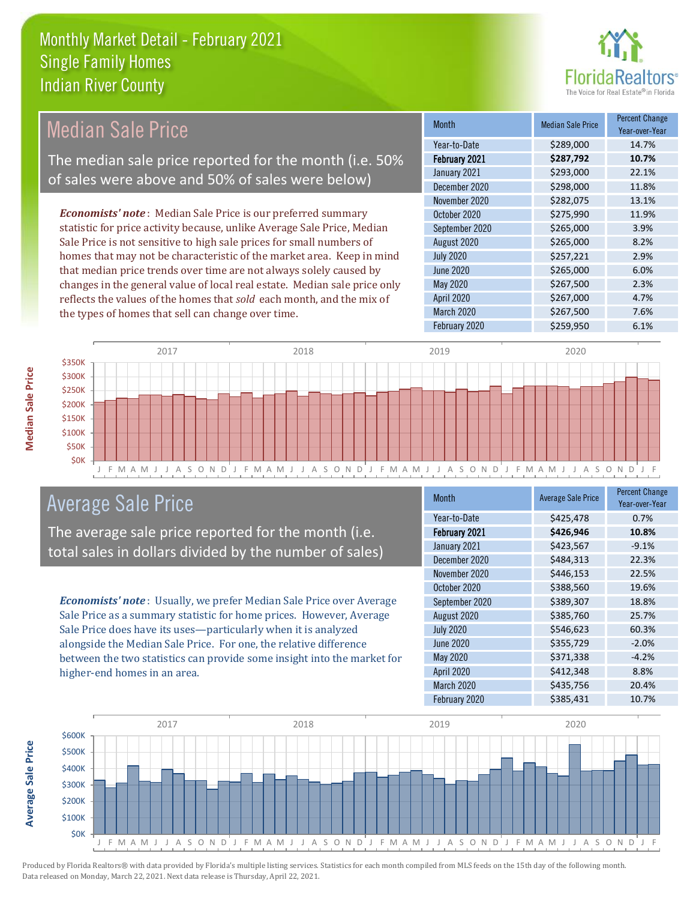# Monthly Market Detail - February 2021
## Single Family Homes
## Indian River County

## Median Sale Price

The median sale price reported for the month (i.e. 50% of sales were above and 50% of sales were below)

*Economists' note*: Median Sale Price is our preferred summary statistic for price activity because, unlike Average Sale Price, Median Sale Price is not sensitive to high sale prices for small numbers of homes that may not be characteristic of the market area. Keep in mind that median price trends over time are not always solely caused by changes in the general value of local real estate. Median sale price only reflects the values of the homes that *sold* each month, and the mix of the types of homes that sell can change over time.

| Month | Median Sale Price | Percent Change Year-over-Year |
|---|---|---|
| Year-to-Date | $289,000 | 14.7% |
| **February 2021** | **$287,792** | **10.7%** |
| January 2021 | $293,000 | 22.1% |
| December 2020 | $298,000 | 11.8% |
| November 2020 | $282,075 | 13.1% |
| October 2020 | $275,990 | 11.9% |
| September 2020 | $265,000 | 3.9% |
| August 2020 | $265,000 | 8.2% |
| July 2020 | $257,221 | 2.9% |
| June 2020 | $265,000 | 6.0% |
| May 2020 | $267,500 | 2.3% |
| April 2020 | $267,000 | 4.7% |
| March 2020 | $267,500 | 7.6% |
| February 2020 | $259,950 | 6.1% |

## Average Sale Price

The average sale price reported for the month (i.e. total sales in dollars divided by the number of sales)

*Economists' note*: Usually, we prefer Median Sale Price over Average Sale Price as a summary statistic for home prices. However, Average Sale Price does have its uses—particularly when it is analyzed alongside the Median Sale Price. For one, the relative difference between the two statistics can provide some insight into the market for higher-end homes in an area.

| Month | Average Sale Price | Percent Change Year-over-Year |
|---|---|---|
| Year-to-Date | $425,478 | 0.7% |
| **February 2021** | **$426,946** | **10.8%** |
| January 2021 | $423,567 | -9.1% |
| December 2020 | $484,313 | 22.3% |
| November 2020 | $446,153 | 22.5% |
| October 2020 | $388,560 | 19.6% |
| September 2020 | $389,307 | 18.8% |
| August 2020 | $385,760 | 25.7% |
| July 2020 | $546,623 | 60.3% |
| June 2020 | $355,729 | -2.0% |
| May 2020 | $371,338 | -4.2% |
| April 2020 | $412,348 | 8.8% |
| March 2020 | $435,756 | 20.4% |
| February 2020 | $385,431 | 10.7% |

Produced by Florida Realtors® with data provided by Florida's multiple listing services. Statistics for each month compiled from MLS feeds on the 15th day of the following month. Data released on Monday, March 22, 2021. Next data release is Thursday, April 22, 2021.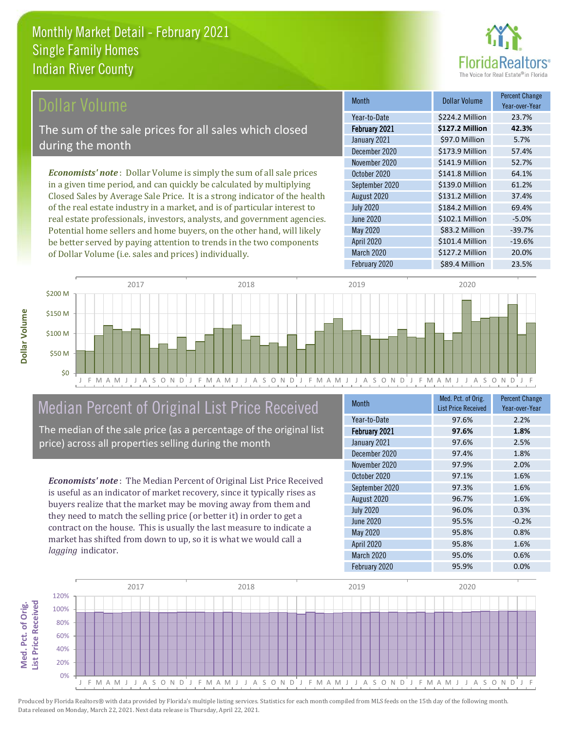# Monthly Market Detail - February 2021
## Single Family Homes
## Indian River County

## Dollar Volume

The sum of the sale prices for all sales which closed during the month

*Economists' note*: Dollar Volume is simply the sum of all sale prices in a given time period, and can quickly be calculated by multiplying Closed Sales by Average Sale Price. It is a strong indicator of the health of the real estate industry in a market, and is of particular interest to real estate professionals, investors, analysts, and government agencies. Potential home sellers and home buyers, on the other hand, will likely be better served by paying attention to trends in the two components of Dollar Volume (i.e. sales and prices) individually.

| Month | Dollar Volume | Percent Change Year-over-Year |
|---|---|---|
| Year-to-Date | $224.2 Million | 23.7% |
| **February 2021** | **$127.2 Million** | **42.3%** |
| January 2021 | $97.0 Million | 5.7% |
| December 2020 | $173.9 Million | 57.4% |
| November 2020 | $141.9 Million | 52.7% |
| October 2020 | $141.8 Million | 64.1% |
| September 2020 | $139.0 Million | 61.2% |
| August 2020 | $131.2 Million | 37.4% |
| July 2020 | $184.2 Million | 69.4% |
| June 2020 | $102.1 Million | -5.0% |
| May 2020 | $83.2 Million | -39.7% |
| April 2020 | $101.4 Million | -19.6% |
| March 2020 | $127.2 Million | 20.0% |
| February 2020 | $89.4 Million | 23.5% |

## Median Percent of Original List Price Received

The median of the sale price (as a percentage of the original list price) across all properties selling during the month

*Economists' note*: The Median Percent of Original List Price Received is useful as an indicator of market recovery, since it typically rises as buyers realize that the market may be moving away from them and they need to match the selling price (or better it) in order to get a contract on the house. This is usually the last measure to indicate a market has shifted from down to up, so it is what we would call a *lagging* indicator.

| Month | Med. Pct. of Orig. List Price Received | Percent Change Year-over-Year |
|---|---|---|
| Year-to-Date | 97.6% | 2.2% |
| **February 2021** | **97.6%** | **1.8%** |
| January 2021 | 97.6% | 2.5% |
| December 2020 | 97.4% | 1.8% |
| November 2020 | 97.9% | 2.0% |
| October 2020 | 97.1% | 1.6% |
| September 2020 | 97.3% | 1.6% |
| August 2020 | 96.7% | 1.6% |
| July 2020 | 96.0% | 0.3% |
| June 2020 | 95.5% | -0.2% |
| May 2020 | 95.8% | 0.8% |
| April 2020 | 95.8% | 1.6% |
| March 2020 | 95.0% | 0.6% |
| February 2020 | 95.9% | 0.0% |

Produced by Florida Realtors® with data provided by Florida's multiple listing services. Statistics for each month compiled from MLS feeds on the 15th day of the following month. Data released on Monday, March 22, 2021. Next data release is Thursday, April 22, 2021.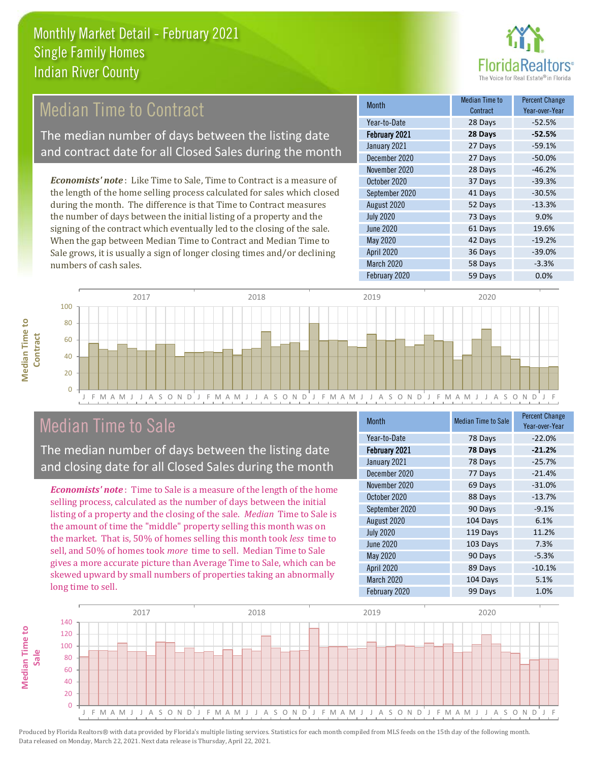# Monthly Market Detail - February 2021
## Single Family Homes
## Indian River County

## Median Time to Contract

The median number of days between the listing date and contract date for all Closed Sales during the month

*Economists' note*: Like Time to Sale, Time to Contract is a measure of the length of the home selling process calculated for sales which closed during the month. The difference is that Time to Contract measures the number of days between the initial listing of a property and the signing of the contract which eventually led to the closing of the sale. When the gap between Median Time to Contract and Median Time to Sale grows, it is usually a sign of longer closing times and/or declining numbers of cash sales.

| Month | Median Time to Contract | Percent Change Year-over-Year |
|---|---|---|
| Year-to-Date | 28 Days | -52.5% |
| **February 2021** | **28 Days** | **-52.5%** |
| January 2021 | 27 Days | -59.1% |
| December 2020 | 27 Days | -50.0% |
| November 2020 | 28 Days | -46.2% |
| October 2020 | 37 Days | -39.3% |
| September 2020 | 41 Days | -30.5% |
| August 2020 | 52 Days | -13.3% |
| July 2020 | 73 Days | 9.0% |
| June 2020 | 61 Days | 19.6% |
| May 2020 | 42 Days | -19.2% |
| April 2020 | 36 Days | -39.0% |
| March 2020 | 58 Days | -3.3% |
| February 2020 | 59 Days | 0.0% |

## Median Time to Sale

The median number of days between the listing date and closing date for all Closed Sales during the month

*Economists' note*: Time to Sale is a measure of the length of the home selling process, calculated as the number of days between the initial listing of a property and the closing of the sale. *Median* Time to Sale is the amount of time the "middle" property selling this month was on the market. That is, 50% of homes selling this month took *less* time to sell, and 50% of homes took *more* time to sell. Median Time to Sale gives a more accurate picture than Average Time to Sale, which can be skewed upward by small numbers of properties taking an abnormally long time to sell.

| Month | Median Time to Sale | Percent Change Year-over-Year |
|---|---|---|
| Year-to-Date | 78 Days | -22.0% |
| **February 2021** | **78 Days** | **-21.2%** |
| January 2021 | 78 Days | -25.7% |
| December 2020 | 77 Days | -21.4% |
| November 2020 | 69 Days | -31.0% |
| October 2020 | 88 Days | -13.7% |
| September 2020 | 90 Days | -9.1% |
| August 2020 | 104 Days | 6.1% |
| July 2020 | 119 Days | 11.2% |
| June 2020 | 103 Days | 7.3% |
| May 2020 | 90 Days | -5.3% |
| April 2020 | 89 Days | -10.1% |
| March 2020 | 104 Days | 5.1% |
| February 2020 | 99 Days | 1.0% |

Produced by Florida Realtors® with data provided by Florida's multiple listing services. Statistics for each month compiled from MLS feeds on the 15th day of the following month. Data released on Monday, March 22, 2021. Next data release is Thursday, April 22, 2021.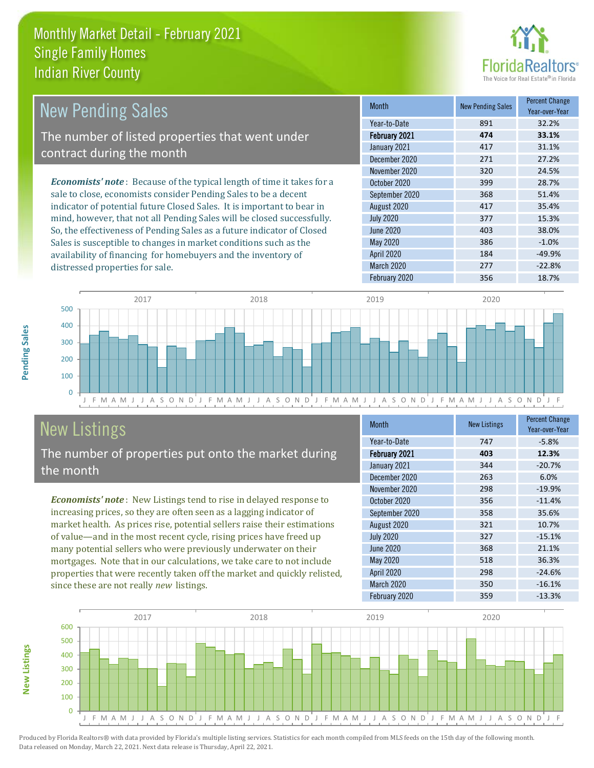# Monthly Market Detail - February 2021
## Single Family Homes
## Indian River County

## New Pending Sales

The number of listed properties that went under contract during the month

*Economists' note*: Because of the typical length of time it takes for a sale to close, economists consider Pending Sales to be a decent indicator of potential future Closed Sales. It is important to bear in mind, however, that not all Pending Sales will be closed successfully. So, the effectiveness of Pending Sales as a future indicator of Closed Sales is susceptible to changes in market conditions such as the availability of financing for homebuyers and the inventory of distressed properties for sale.

| Month | New Pending Sales | Percent Change Year-over-Year |
|---|---|---|
| Year-to-Date | 891 | 32.2% |
| **February 2021** | **474** | **33.1%** |
| January 2021 | 417 | 31.1% |
| December 2020 | 271 | 27.2% |
| November 2020 | 320 | 24.5% |
| October 2020 | 399 | 28.7% |
| September 2020 | 368 | 51.4% |
| August 2020 | 417 | 35.4% |
| July 2020 | 377 | 15.3% |
| June 2020 | 403 | 38.0% |
| May 2020 | 386 | -1.0% |
| April 2020 | 184 | -49.9% |
| March 2020 | 277 | -22.8% |
| February 2020 | 356 | 18.7% |

## New Listings

The number of properties put onto the market during the month

*Economists' note*: New Listings tend to rise in delayed response to increasing prices, so they are often seen as a lagging indicator of market health. As prices rise, potential sellers raise their estimations of value—and in the most recent cycle, rising prices have freed up many potential sellers who were previously underwater on their mortgages. Note that in our calculations, we take care to not include properties that were recently taken off the market and quickly relisted, since these are not really *new* listings.

| Month | New Listings | Percent Change Year-over-Year |
|---|---|---|
| Year-to-Date | 747 | -5.8% |
| **February 2021** | **403** | **12.3%** |
| January 2021 | 344 | -20.7% |
| December 2020 | 263 | 6.0% |
| November 2020 | 298 | -19.9% |
| October 2020 | 356 | -11.4% |
| September 2020 | 358 | 35.6% |
| August 2020 | 321 | 10.7% |
| July 2020 | 327 | -15.1% |
| June 2020 | 368 | 21.1% |
| May 2020 | 518 | 36.3% |
| April 2020 | 298 | -24.6% |
| March 2020 | 350 | -16.1% |
| February 2020 | 359 | -13.3% |

Produced by Florida Realtors® with data provided by Florida's multiple listing services. Statistics for each month compiled from MLS feeds on the 15th day of the following month. Data released on Monday, March 22, 2021. Next data release is Thursday, April 22, 2021.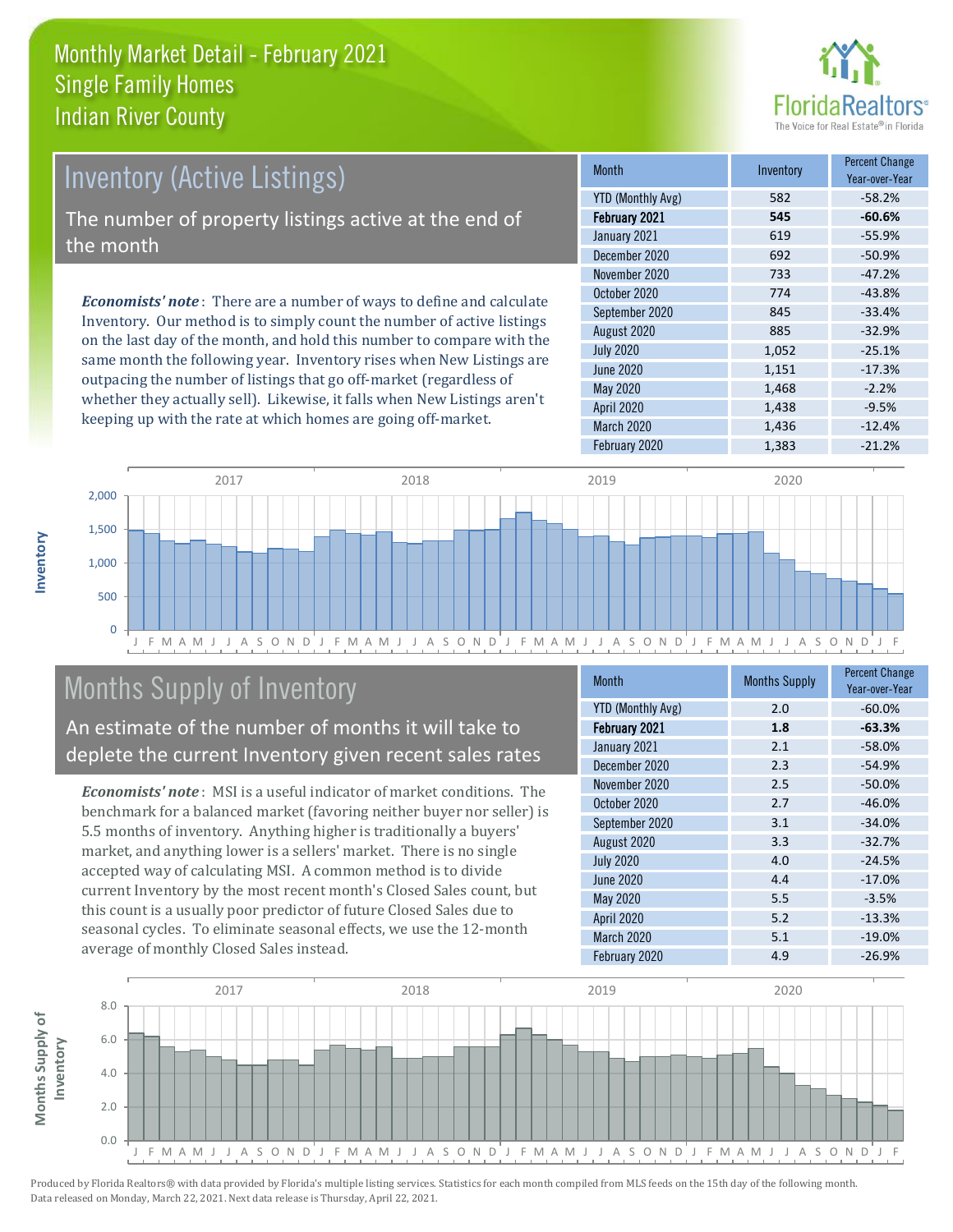# Monthly Market Detail - February 2021
## Single Family Homes
## Indian River County

## Inventory (Active Listings)

The number of property listings active at the end of the month

***Economists' note***: There are a number of ways to define and calculate Inventory. Our method is to simply count the number of active listings on the last day of the month, and hold this number to compare with the same month the following year. Inventory rises when New Listings are outpacing the number of listings that go off-market (regardless of whether they actually sell). Likewise, it falls when New Listings aren't keeping up with the rate at which homes are going off-market.

| Month | Inventory | Percent Change Year-over-Year |
|---|---|---|
| YTD (Monthly Avg) | 582 | -58.2% |
| **February 2021** | **545** | **-60.6%** |
| January 2021 | 619 | -55.9% |
| December 2020 | 692 | -50.9% |
| November 2020 | 733 | -47.2% |
| October 2020 | 774 | -43.8% |
| September 2020 | 845 | -33.4% |
| August 2020 | 885 | -32.9% |
| July 2020 | 1,052 | -25.1% |
| June 2020 | 1,151 | -17.3% |
| May 2020 | 1,468 | -2.2% |
| April 2020 | 1,438 | -9.5% |
| March 2020 | 1,436 | -12.4% |
| February 2020 | 1,383 | -21.2% |

## Months Supply of Inventory

An estimate of the number of months it will take to deplete the current Inventory given recent sales rates

***Economists' note***: MSI is a useful indicator of market conditions. The benchmark for a balanced market (favoring neither buyer nor seller) is 5.5 months of inventory. Anything higher is traditionally a buyers' market, and anything lower is a sellers' market. There is no single accepted way of calculating MSI. A common method is to divide current Inventory by the most recent month's Closed Sales count, but this count is a usually poor predictor of future Closed Sales due to seasonal cycles. To eliminate seasonal effects, we use the 12-month average of monthly Closed Sales instead.

| Month | Months Supply | Percent Change Year-over-Year |
|---|---|---|
| YTD (Monthly Avg) | 2.0 | -60.0% |
| **February 2021** | **1.8** | **-63.3%** |
| January 2021 | 2.1 | -58.0% |
| December 2020 | 2.3 | -54.9% |
| November 2020 | 2.5 | -50.0% |
| October 2020 | 2.7 | -46.0% |
| September 2020 | 3.1 | -34.0% |
| August 2020 | 3.3 | -32.7% |
| July 2020 | 4.0 | -24.5% |
| June 2020 | 4.4 | -17.0% |
| May 2020 | 5.5 | -3.5% |
| April 2020 | 5.2 | -13.3% |
| March 2020 | 5.1 | -19.0% |
| February 2020 | 4.9 | -26.9% |

Produced by Florida Realtors® with data provided by Florida's multiple listing services. Statistics for each month compiled from MLS feeds on the 15th day of the following month. Data released on Monday, March 22, 2021. Next data release is Thursday, April 22, 2021.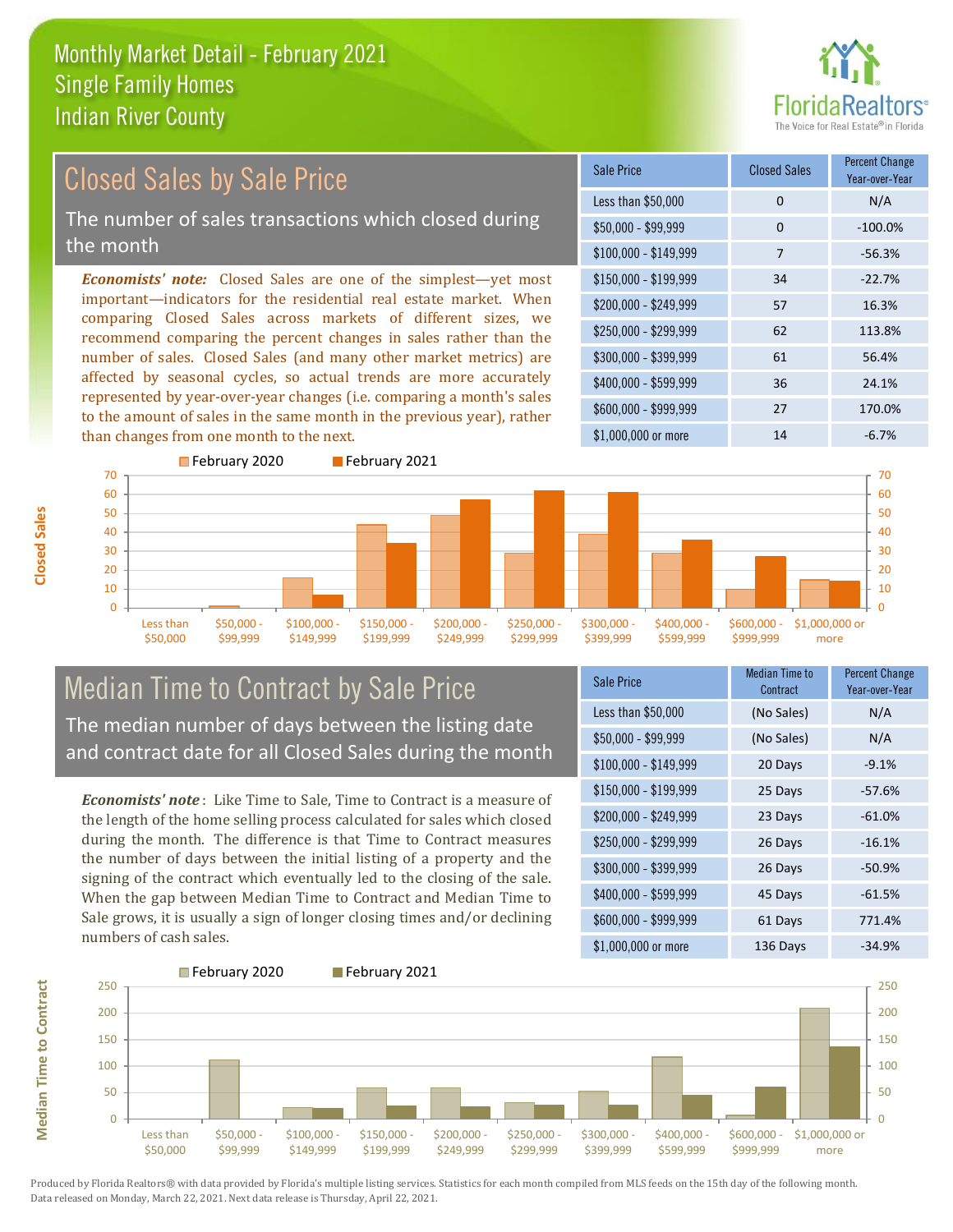# Monthly Market Detail - February 2021
## Single Family Homes
## Indian River County

## Closed Sales by Sale Price

The number of sales transactions which closed during the month

*Economists' note:* Closed Sales are one of the simplest—yet most important—indicators for the residential real estate market. When comparing Closed Sales across markets of different sizes, we recommend comparing the percent changes in sales rather than the number of sales. Closed Sales (and many other market metrics) are affected by seasonal cycles, so actual trends are more accurately represented by year-over-year changes (i.e. comparing a month's sales to the amount of sales in the same month in the previous year), rather than changes from one month to the next.

| Sale Price | Closed Sales | Percent Change Year-over-Year |
|---|---|---|
| Less than $50,000 | 0 | N/A |
| $50,000 - $99,999 | 0 | -100.0% |
| $100,000 - $149,999 | 7 | -56.3% |
| $150,000 - $199,999 | 34 | -22.7% |
| $200,000 - $249,999 | 57 | 16.3% |
| $250,000 - $299,999 | 62 | 113.8% |
| $300,000 - $399,999 | 61 | 56.4% |
| $400,000 - $599,999 | 36 | 24.1% |
| $600,000 - $999,999 | 27 | 170.0% |
| $1,000,000 or more | 14 | -6.7% |

## Median Time to Contract by Sale Price

The median number of days between the listing date and contract date for all Closed Sales during the month

*Economists' note*: Like Time to Sale, Time to Contract is a measure of the length of the home selling process calculated for sales which closed during the month. The difference is that Time to Contract measures the number of days between the initial listing of a property and the signing of the contract which eventually led to the closing of the sale. When the gap between Median Time to Contract and Median Time to Sale grows, it is usually a sign of longer closing times and/or declining numbers of cash sales.

| Sale Price | Median Time to Contract | Percent Change Year-over-Year |
|---|---|---|
| Less than $50,000 | (No Sales) | N/A |
| $50,000 - $99,999 | (No Sales) | N/A |
| $100,000 - $149,999 | 20 Days | -9.1% |
| $150,000 - $199,999 | 25 Days | -57.6% |
| $200,000 - $249,999 | 23 Days | -61.0% |
| $250,000 - $299,999 | 26 Days | -16.1% |
| $300,000 - $399,999 | 26 Days | -50.9% |
| $400,000 - $599,999 | 45 Days | -61.5% |
| $600,000 - $999,999 | 61 Days | 771.4% |
| $1,000,000 or more | 136 Days | -34.9% |

Produced by Florida Realtors® with data provided by Florida's multiple listing services. Statistics for each month compiled from MLS feeds on the 15th day of the following month. Data released on Monday, March 22, 2021. Next data release is Thursday, April 22, 2021.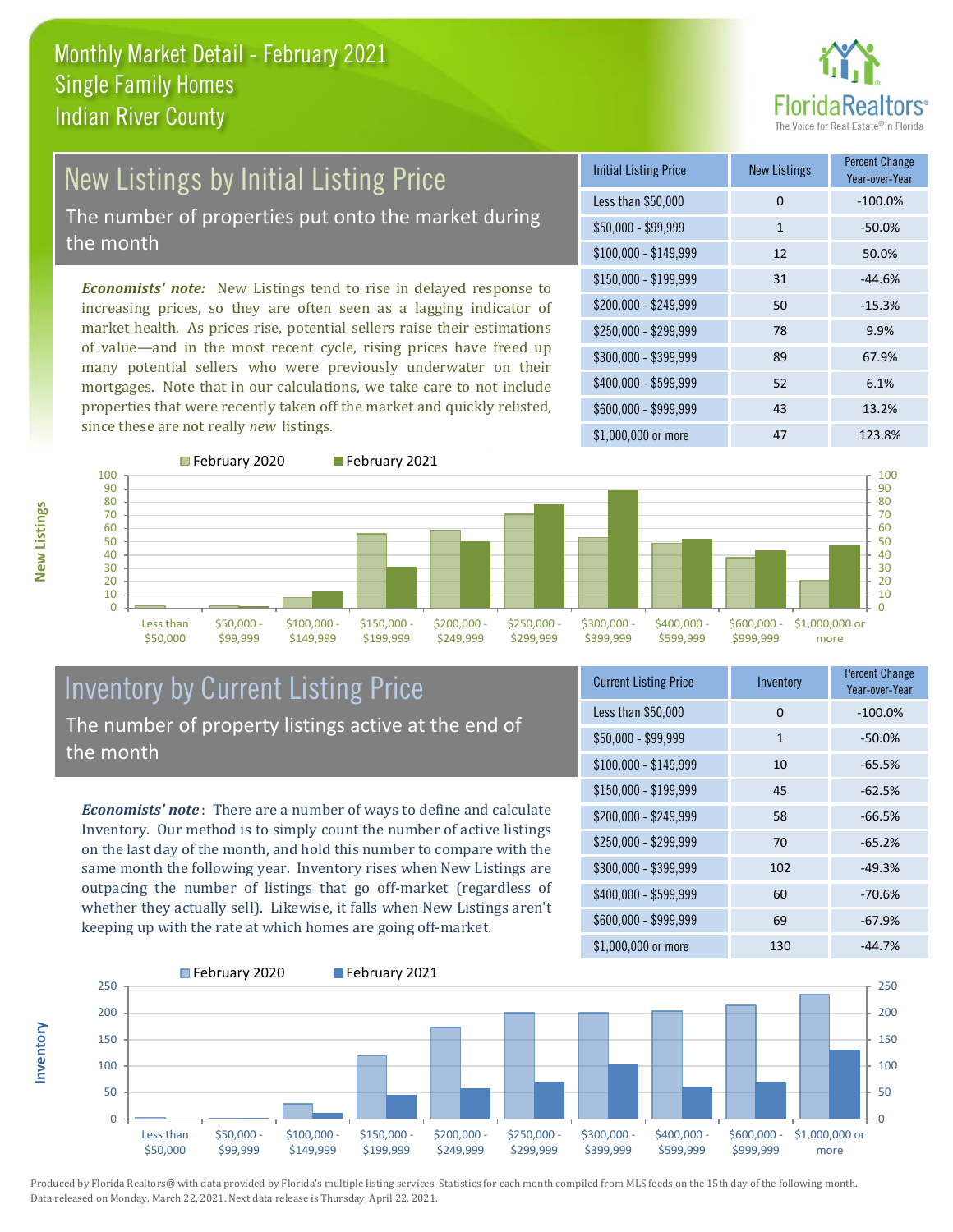# Monthly Market Detail - February 2021
## Single Family Homes
## Indian River County

## New Listings by Initial Listing Price

The number of properties put onto the market during the month

*Economists' note:* New Listings tend to rise in delayed response to increasing prices, so they are often seen as a lagging indicator of market health. As prices rise, potential sellers raise their estimations of value—and in the most recent cycle, rising prices have freed up many potential sellers who were previously underwater on their mortgages. Note that in our calculations, we take care to not include properties that were recently taken off the market and quickly relisted, since these are not really *new* listings.

| Initial Listing Price | New Listings | Percent Change Year-over-Year |
|---|---|---|
| Less than $50,000 | 0 | -100.0% |
| $50,000 - $99,999 | 1 | -50.0% |
| $100,000 - $149,999 | 12 | 50.0% |
| $150,000 - $199,999 | 31 | -44.6% |
| $200,000 - $249,999 | 50 | -15.3% |
| $250,000 - $299,999 | 78 | 9.9% |
| $300,000 - $399,999 | 89 | 67.9% |
| $400,000 - $599,999 | 52 | 6.1% |
| $600,000 - $999,999 | 43 | 13.2% |
| $1,000,000 or more | 47 | 123.8% |

## Inventory by Current Listing Price

The number of property listings active at the end of the month

*Economists' note*: There are a number of ways to define and calculate Inventory. Our method is to simply count the number of active listings on the last day of the month, and hold this number to compare with the same month the following year. Inventory rises when New Listings are outpacing the number of listings that go off-market (regardless of whether they actually sell). Likewise, it falls when New Listings aren't keeping up with the rate at which homes are going off-market.

| Current Listing Price | Inventory | Percent Change Year-over-Year |
|---|---|---|
| Less than $50,000 | 0 | -100.0% |
| $50,000 - $99,999 | 1 | -50.0% |
| $100,000 - $149,999 | 10 | -65.5% |
| $150,000 - $199,999 | 45 | -62.5% |
| $200,000 - $249,999 | 58 | -66.5% |
| $250,000 - $299,999 | 70 | -65.2% |
| $300,000 - $399,999 | 102 | -49.3% |
| $400,000 - $599,999 | 60 | -70.6% |
| $600,000 - $999,999 | 69 | -67.9% |
| $1,000,000 or more | 130 | -44.7% |

Produced by Florida Realtors® with data provided by Florida's multiple listing services. Statistics for each month compiled from MLS feeds on the 15th day of the following month. Data released on Monday, March 22, 2021. Next data release is Thursday, April 22, 2021.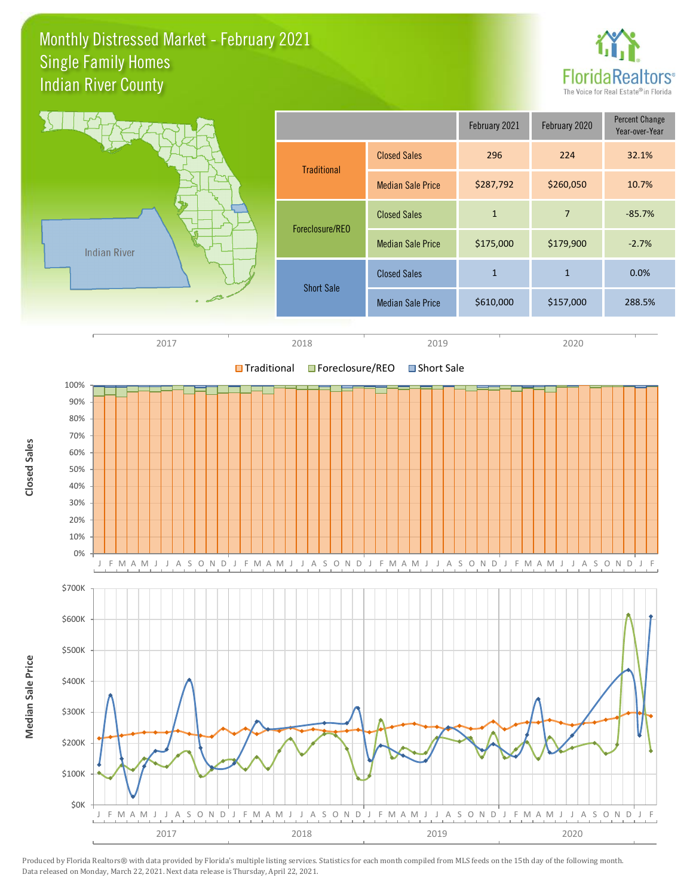# Monthly Distressed Market - February 2021
## Single Family Homes
## Indian River County

FloridaRealtors®
The Voice for Real Estate® in Florida

Indian River

| | | February 2021 | February 2020 | Percent Change Year-over-Year |
|---|---|---|---|---|
| Traditional | Closed Sales | 296 | 224 | 32.1% |
| | Median Sale Price | $287,792 | $260,050 | 10.7% |
| Foreclosure/REO | Closed Sales | 1 | 7 | -85.7% |
| | Median Sale Price | $175,000 | $179,900 | -2.7% |
| Short Sale | Closed Sales | 1 | 1 | 0.0% |
| | Median Sale Price | $610,000 | $157,000 | 288.5% |

2017 2018 2019 2020

Traditional Foreclosure/REO Short Sale

Closed Sales

100% 90% 80% 70% 60% 50% 40% 30% 20% 10% 0%

J F M A M J J A S O N D J F M A M J J A S O N D J F M A M J J A S O N D J F M A M J J A S O N D J F

Median Sale Price

$700K $600K $500K $400K $300K $200K $100K $0K

J F M A M J J A S O N D J F M A M J J A S O N D J F M A M J J A S O N D J F M A M J J A S O N D J F

2017 2018 2019 2020

Produced by Florida Realtors® with data provided by Florida's multiple listing services. Statistics for each month compiled from MLS feeds on the 15th day of the following month. Data released on Monday, March 22, 2021. Next data release is Thursday, April 22, 2021.